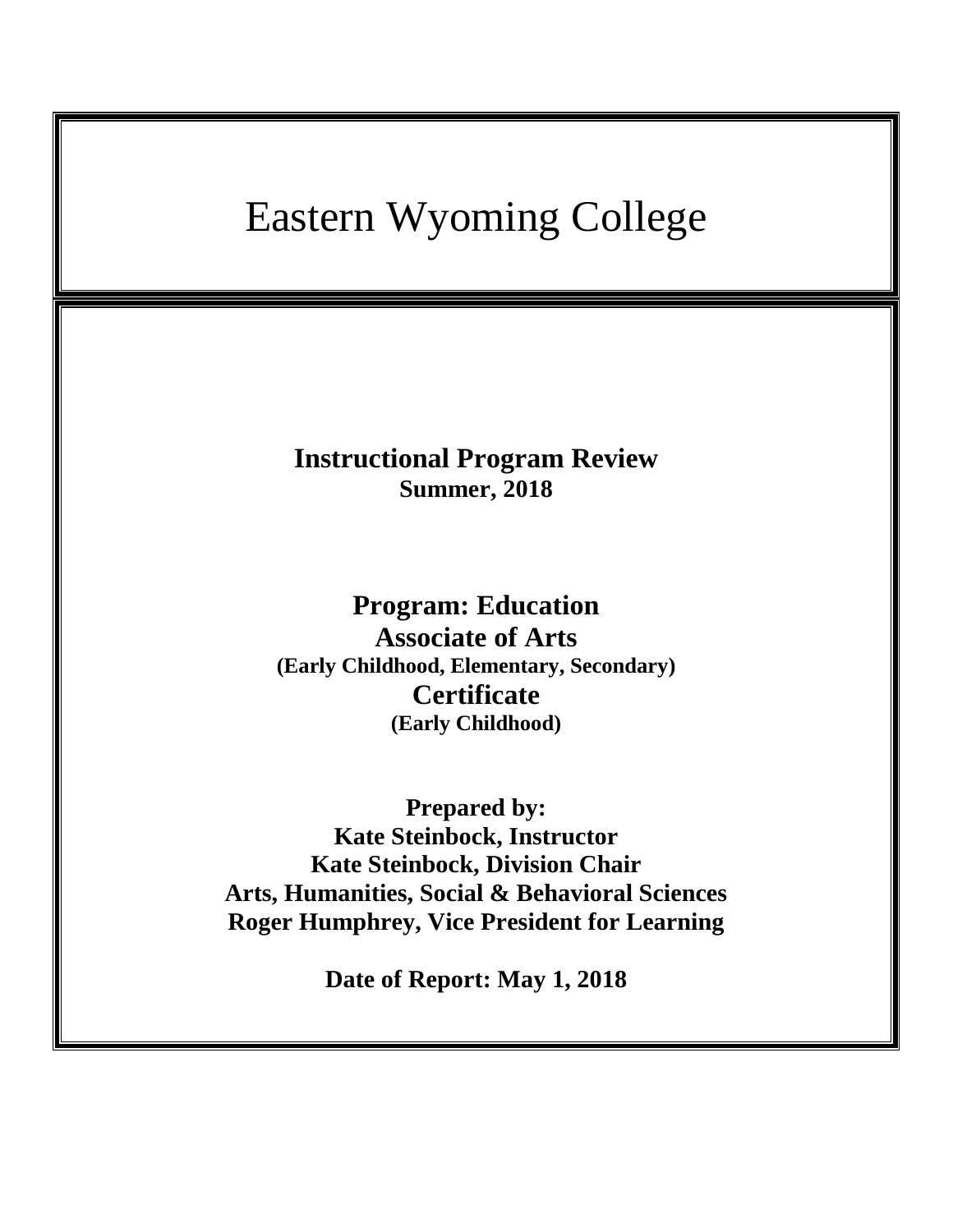# Eastern Wyoming College

**Instructional Program Review**
**Summer, 2018**

**Program: Education**
**Associate of Arts**
**(Early Childhood, Elementary, Secondary)**
**Certificate**
**(Early Childhood)**

**Prepared by:**
**Kate Steinbock, Instructor**
**Kate Steinbock, Division Chair**
**Arts, Humanities, Social & Behavioral Sciences**
**Roger Humphrey, Vice President for Learning**

**Date of Report: May 1, 2018**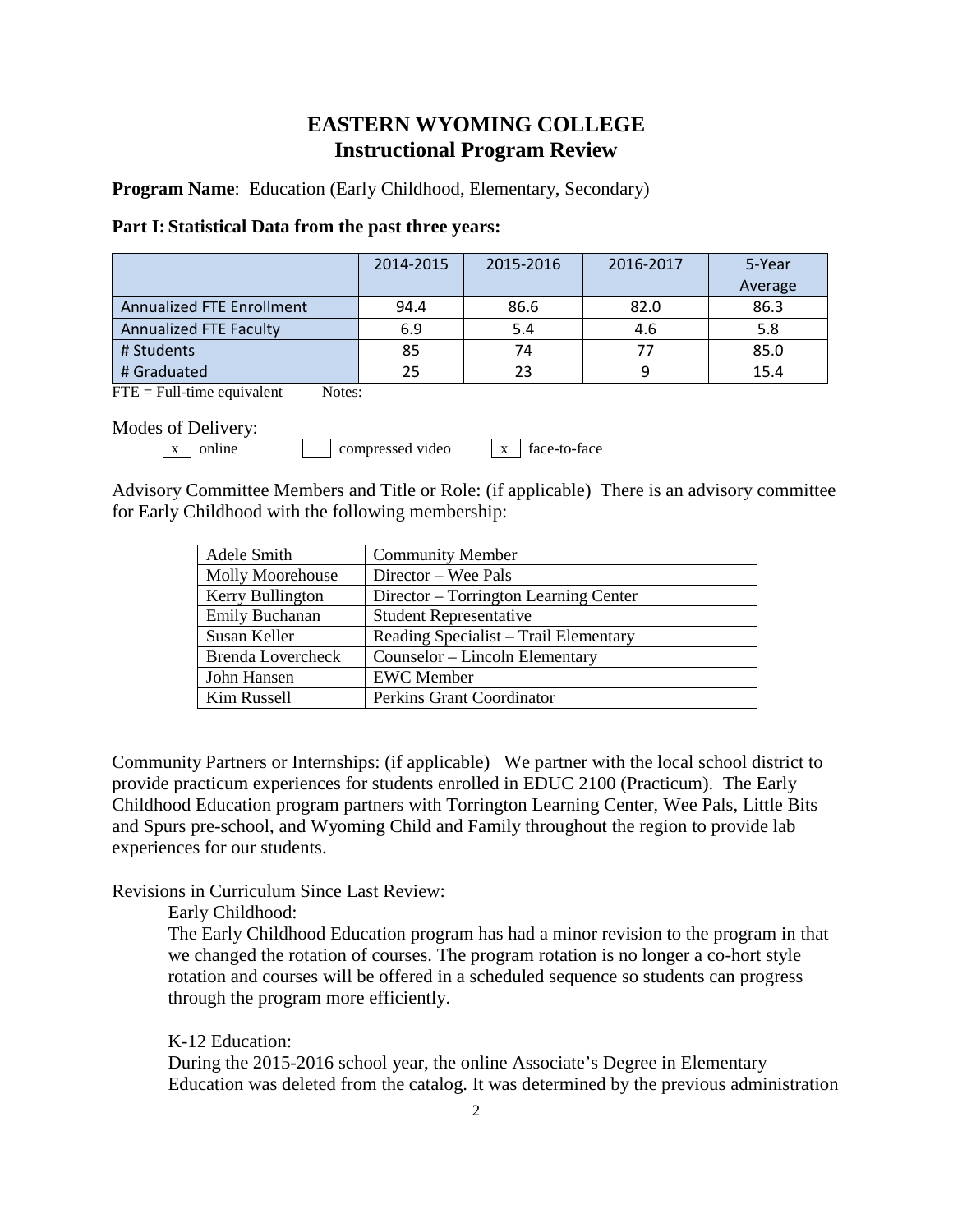# EASTERN WYOMING COLLEGE
# Instructional Program Review

**Program Name**: Education (Early Childhood, Elementary, Secondary)

**Part I: Statistical Data from the past three years:**

| | 2014-2015 | 2015-2016 | 2016-2017 | 5-Year Average |
|---|---|---|---|---|
| Annualized FTE Enrollment | 94.4 | 86.6 | 82.0 | 86.3 |
| Annualized FTE Faculty | 6.9 | 5.4 | 4.6 | 5.8 |
| # Students | 85 | 74 | 77 | 85.0 |
| # Graduated | 25 | 23 | 9 | 15.4 |

FTE = Full-time equivalent Notes:

Modes of Delivery:

- [x] online
- [ ] compressed video
- [x] face-to-face

Advisory Committee Members and Title or Role: (if applicable) There is an advisory committee for Early Childhood with the following membership:

| Name | Title or Role |
|---|---|
| Adele Smith | Community Member |
| Molly Moorehouse | Director – Wee Pals |
| Kerry Bullington | Director – Torrington Learning Center |
| Emily Buchanan | Student Representative |
| Susan Keller | Reading Specialist – Trail Elementary |
| Brenda Lovercheck | Counselor – Lincoln Elementary |
| John Hansen | EWC Member |
| Kim Russell | Perkins Grant Coordinator |

Community Partners or Internships: (if applicable) We partner with the local school district to provide practicum experiences for students enrolled in EDUC 2100 (Practicum). The Early Childhood Education program partners with Torrington Learning Center, Wee Pals, Little Bits and Spurs pre-school, and Wyoming Child and Family throughout the region to provide lab experiences for our students.

Revisions in Curriculum Since Last Review:

Early Childhood:

The Early Childhood Education program has had a minor revision to the program in that we changed the rotation of courses. The program rotation is no longer a co-hort style rotation and courses will be offered in a scheduled sequence so students can progress through the program more efficiently.

K-12 Education:

During the 2015-2016 school year, the online Associate's Degree in Elementary Education was deleted from the catalog. It was determined by the previous administration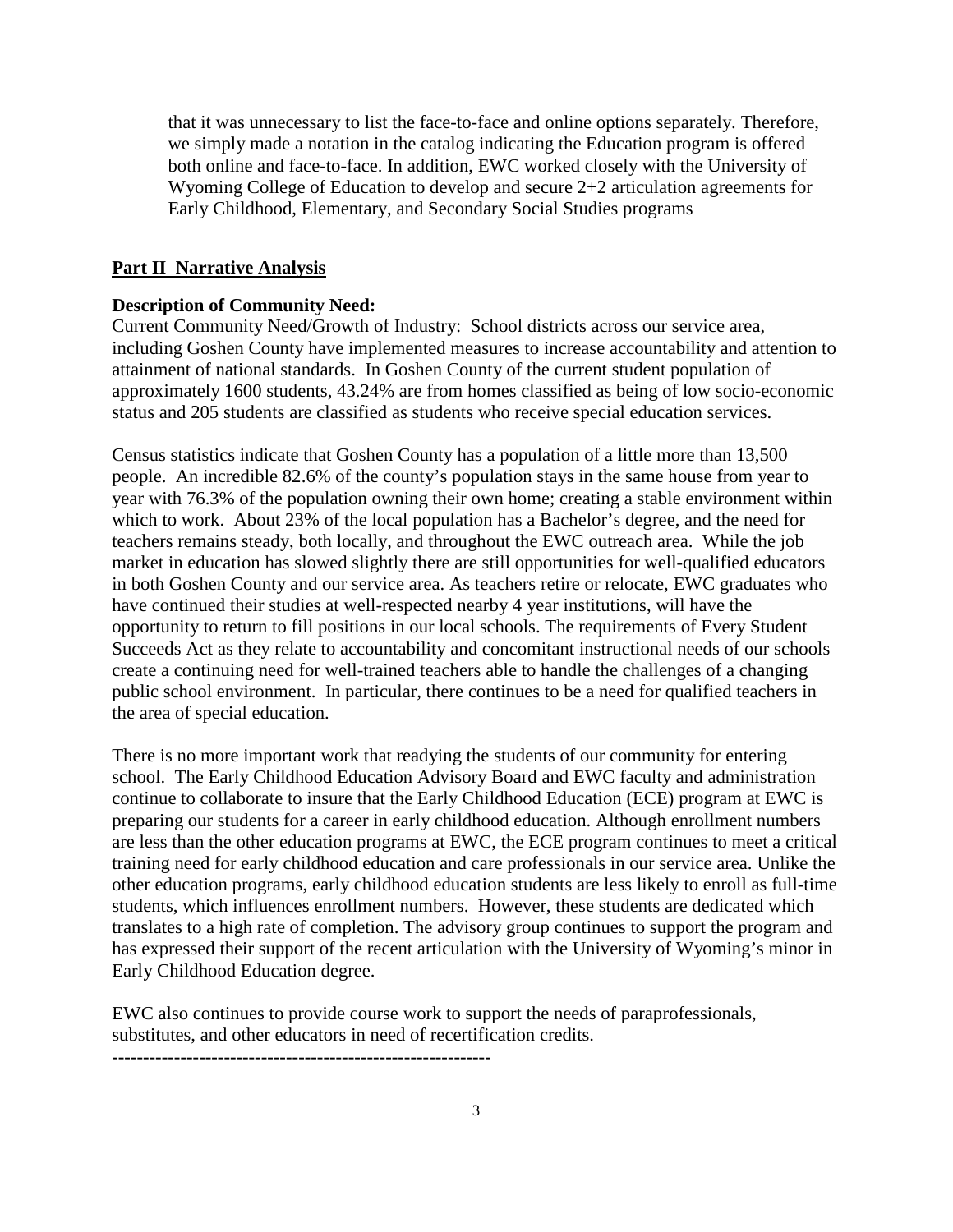that it was unnecessary to list the face-to-face and online options separately. Therefore, we simply made a notation in the catalog indicating the Education program is offered both online and face-to-face. In addition, EWC worked closely with the University of Wyoming College of Education to develop and secure 2+2 articulation agreements for Early Childhood, Elementary, and Secondary Social Studies programs

## Part II Narrative Analysis

**Description of Community Need:**

Current Community Need/Growth of Industry: School districts across our service area, including Goshen County have implemented measures to increase accountability and attention to attainment of national standards. In Goshen County of the current student population of approximately 1600 students, 43.24% are from homes classified as being of low socio-economic status and 205 students are classified as students who receive special education services.

Census statistics indicate that Goshen County has a population of a little more than 13,500 people. An incredible 82.6% of the county's population stays in the same house from year to year with 76.3% of the population owning their own home; creating a stable environment within which to work. About 23% of the local population has a Bachelor's degree, and the need for teachers remains steady, both locally, and throughout the EWC outreach area. While the job market in education has slowed slightly there are still opportunities for well-qualified educators in both Goshen County and our service area. As teachers retire or relocate, EWC graduates who have continued their studies at well-respected nearby 4 year institutions, will have the opportunity to return to fill positions in our local schools. The requirements of Every Student Succeeds Act as they relate to accountability and concomitant instructional needs of our schools create a continuing need for well-trained teachers able to handle the challenges of a changing public school environment. In particular, there continues to be a need for qualified teachers in the area of special education.

There is no more important work that readying the students of our community for entering school. The Early Childhood Education Advisory Board and EWC faculty and administration continue to collaborate to insure that the Early Childhood Education (ECE) program at EWC is preparing our students for a career in early childhood education. Although enrollment numbers are less than the other education programs at EWC, the ECE program continues to meet a critical training need for early childhood education and care professionals in our service area. Unlike the other education programs, early childhood education students are less likely to enroll as full-time students, which influences enrollment numbers. However, these students are dedicated which translates to a high rate of completion. The advisory group continues to support the program and has expressed their support of the recent articulation with the University of Wyoming's minor in Early Childhood Education degree.

EWC also continues to provide course work to support the needs of paraprofessionals, substitutes, and other educators in need of recertification credits.

------------------------------------------------------------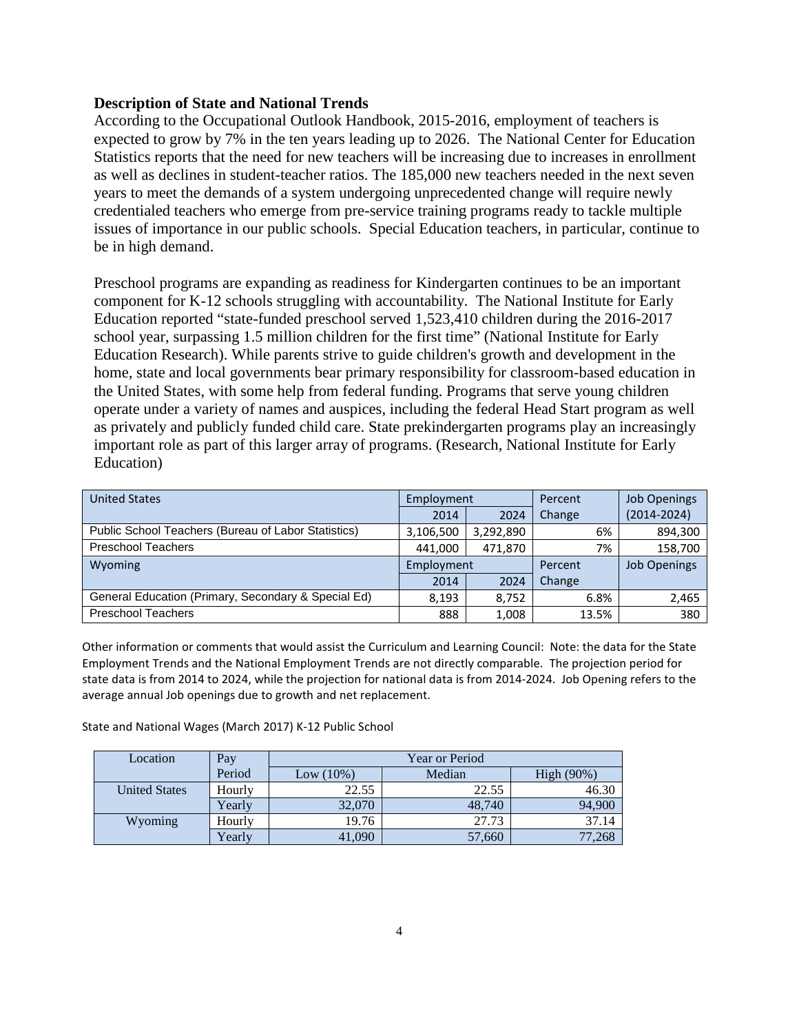**Description of State and National Trends**

According to the Occupational Outlook Handbook, 2015-2016, employment of teachers is expected to grow by 7% in the ten years leading up to 2026. The National Center for Education Statistics reports that the need for new teachers will be increasing due to increases in enrollment as well as declines in student-teacher ratios. The 185,000 new teachers needed in the next seven years to meet the demands of a system undergoing unprecedented change will require newly credentialed teachers who emerge from pre-service training programs ready to tackle multiple issues of importance in our public schools. Special Education teachers, in particular, continue to be in high demand.

Preschool programs are expanding as readiness for Kindergarten continues to be an important component for K-12 schools struggling with accountability. The National Institute for Early Education reported "state-funded preschool served 1,523,410 children during the 2016-2017 school year, surpassing 1.5 million children for the first time" (National Institute for Early Education Research). While parents strive to guide children's growth and development in the home, state and local governments bear primary responsibility for classroom-based education in the United States, with some help from federal funding. Programs that serve young children operate under a variety of names and auspices, including the federal Head Start program as well as privately and publicly funded child care. State prekindergarten programs play an increasingly important role as part of this larger array of programs. (Research, National Institute for Early Education)

| United States | Employment | | Percent Change | Job Openings (2014-2024) |
|---|---|---|---|---|
| | 2014 | 2024 | | |
| Public School Teachers (Bureau of Labor Statistics) | 3,106,500 | 3,292,890 | 6% | 894,300 |
| Preschool Teachers | 441,000 | 471,870 | 7% | 158,700 |
| **Wyoming** | **Employment** | | **Percent Change** | **Job Openings** |
| | 2014 | 2024 | | |
| General Education (Primary, Secondary & Special Ed) | 8,193 | 8,752 | 6.8% | 2,465 |
| Preschool Teachers | 888 | 1,008 | 13.5% | 380 |

Other information or comments that would assist the Curriculum and Learning Council: Note: the data for the State Employment Trends and the National Employment Trends are not directly comparable. The projection period for state data is from 2014 to 2024, while the projection for national data is from 2014-2024. Job Opening refers to the average annual Job openings due to growth and net replacement.

State and National Wages (March 2017) K-12 Public School

| Location | Pay Period | Year or Period | | |
|---|---|---|---|---|
| | | Low (10%) | Median | High (90%) |
| United States | Hourly | 22.55 | 22.55 | 46.30 |
| | Yearly | 32,070 | 48,740 | 94,900 |
| Wyoming | Hourly | 19.76 | 27.73 | 37.14 |
| | Yearly | 41,090 | 57,660 | 77,268 |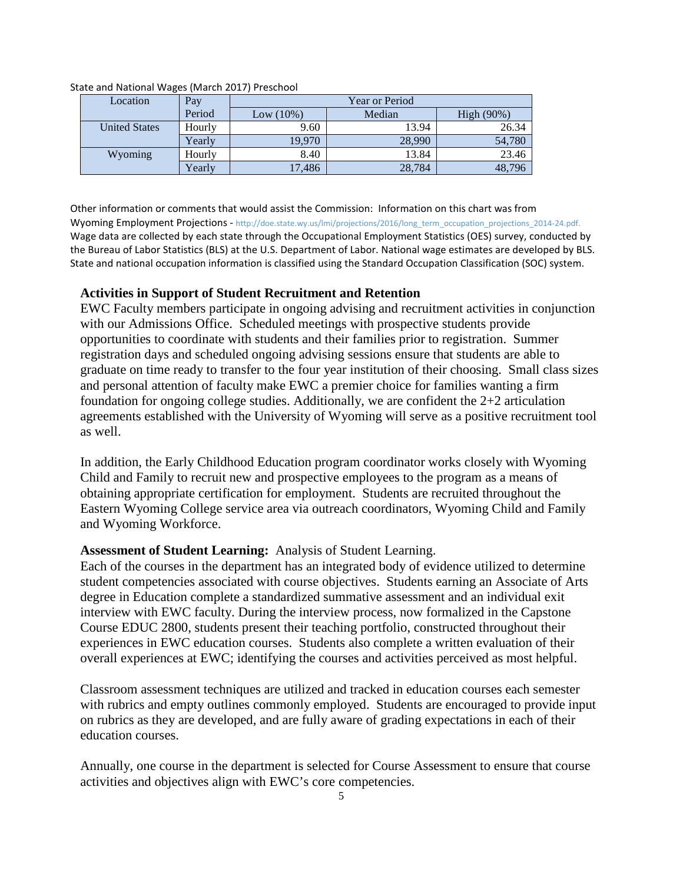State and National Wages (March 2017) Preschool

| Location | Pay Period | Year or Period | | |
|---|---|---|---|---|
| | | Low (10%) | Median | High (90%) |
| United States | Hourly | 9.60 | 13.94 | 26.34 |
| | Yearly | 19,970 | 28,990 | 54,780 |
| Wyoming | Hourly | 8.40 | 13.84 | 23.46 |
| | Yearly | 17,486 | 28,784 | 48,796 |

Other information or comments that would assist the Commission: Information on this chart was from Wyoming Employment Projections - http://doe.state.wy.us/lmi/projections/2016/long_term_occupation_projections_2014-24.pdf. Wage data are collected by each state through the Occupational Employment Statistics (OES) survey, conducted by the Bureau of Labor Statistics (BLS) at the U.S. Department of Labor. National wage estimates are developed by BLS. State and national occupation information is classified using the Standard Occupation Classification (SOC) system.

**Activities in Support of Student Recruitment and Retention**

EWC Faculty members participate in ongoing advising and recruitment activities in conjunction with our Admissions Office. Scheduled meetings with prospective students provide opportunities to coordinate with students and their families prior to registration. Summer registration days and scheduled ongoing advising sessions ensure that students are able to graduate on time ready to transfer to the four year institution of their choosing. Small class sizes and personal attention of faculty make EWC a premier choice for families wanting a firm foundation for ongoing college studies. Additionally, we are confident the 2+2 articulation agreements established with the University of Wyoming will serve as a positive recruitment tool as well.

In addition, the Early Childhood Education program coordinator works closely with Wyoming Child and Family to recruit new and prospective employees to the program as a means of obtaining appropriate certification for employment. Students are recruited throughout the Eastern Wyoming College service area via outreach coordinators, Wyoming Child and Family and Wyoming Workforce.

**Assessment of Student Learning:** Analysis of Student Learning.

Each of the courses in the department has an integrated body of evidence utilized to determine student competencies associated with course objectives. Students earning an Associate of Arts degree in Education complete a standardized summative assessment and an individual exit interview with EWC faculty. During the interview process, now formalized in the Capstone Course EDUC 2800, students present their teaching portfolio, constructed throughout their experiences in EWC education courses. Students also complete a written evaluation of their overall experiences at EWC; identifying the courses and activities perceived as most helpful.

Classroom assessment techniques are utilized and tracked in education courses each semester with rubrics and empty outlines commonly employed. Students are encouraged to provide input on rubrics as they are developed, and are fully aware of grading expectations in each of their education courses.

Annually, one course in the department is selected for Course Assessment to ensure that course activities and objectives align with EWC's core competencies.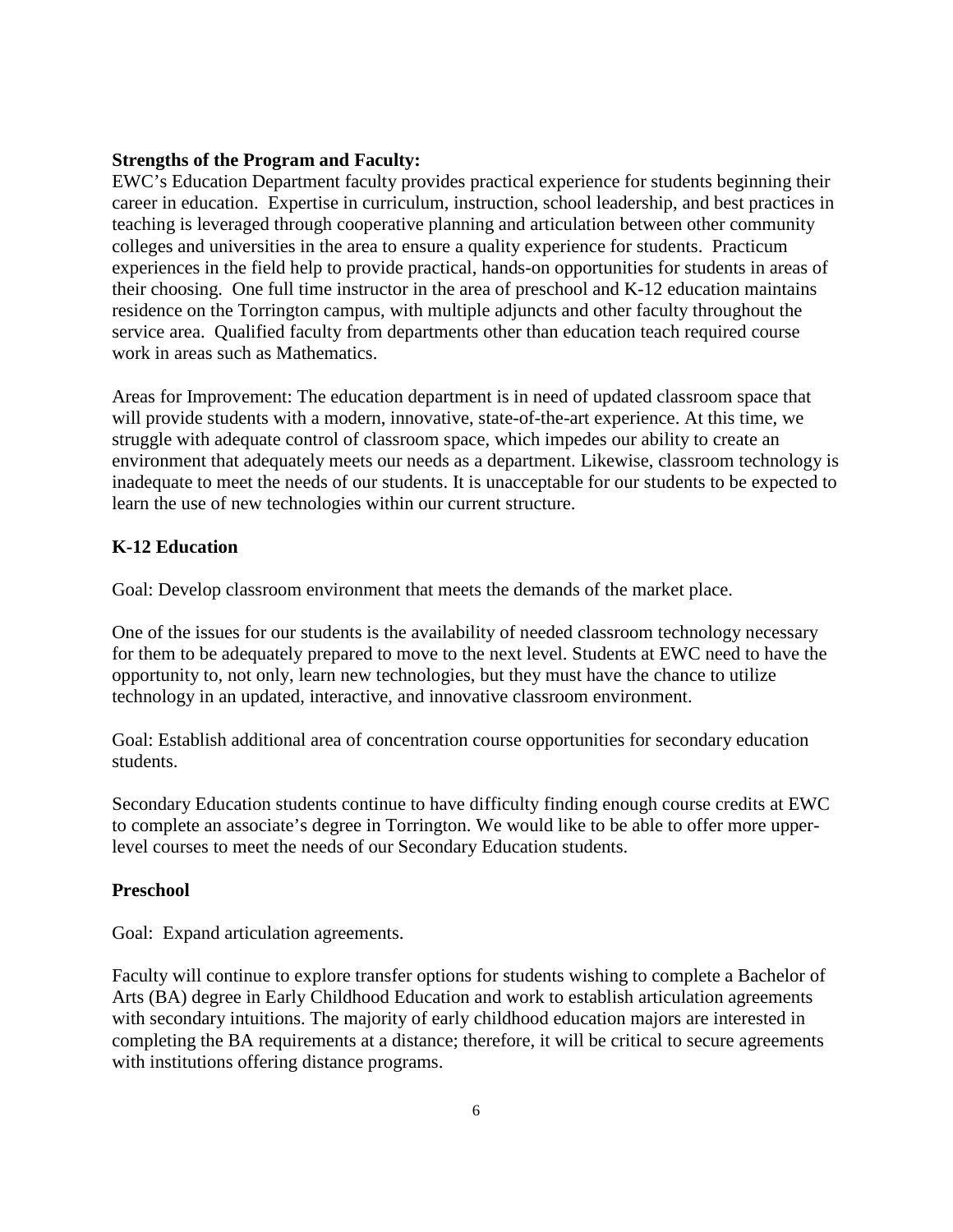**Strengths of the Program and Faculty:**
EWC's Education Department faculty provides practical experience for students beginning their career in education. Expertise in curriculum, instruction, school leadership, and best practices in teaching is leveraged through cooperative planning and articulation between other community colleges and universities in the area to ensure a quality experience for students. Practicum experiences in the field help to provide practical, hands-on opportunities for students in areas of their choosing. One full time instructor in the area of preschool and K-12 education maintains residence on the Torrington campus, with multiple adjuncts and other faculty throughout the service area. Qualified faculty from departments other than education teach required course work in areas such as Mathematics.

Areas for Improvement: The education department is in need of updated classroom space that will provide students with a modern, innovative, state-of-the-art experience. At this time, we struggle with adequate control of classroom space, which impedes our ability to create an environment that adequately meets our needs as a department. Likewise, classroom technology is inadequate to meet the needs of our students. It is unacceptable for our students to be expected to learn the use of new technologies within our current structure.

**K-12 Education**

Goal: Develop classroom environment that meets the demands of the market place.

One of the issues for our students is the availability of needed classroom technology necessary for them to be adequately prepared to move to the next level. Students at EWC need to have the opportunity to, not only, learn new technologies, but they must have the chance to utilize technology in an updated, interactive, and innovative classroom environment.

Goal: Establish additional area of concentration course opportunities for secondary education students.

Secondary Education students continue to have difficulty finding enough course credits at EWC to complete an associate's degree in Torrington. We would like to be able to offer more upper-level courses to meet the needs of our Secondary Education students.

**Preschool**

Goal: Expand articulation agreements.

Faculty will continue to explore transfer options for students wishing to complete a Bachelor of Arts (BA) degree in Early Childhood Education and work to establish articulation agreements with secondary intuitions. The majority of early childhood education majors are interested in completing the BA requirements at a distance; therefore, it will be critical to secure agreements with institutions offering distance programs.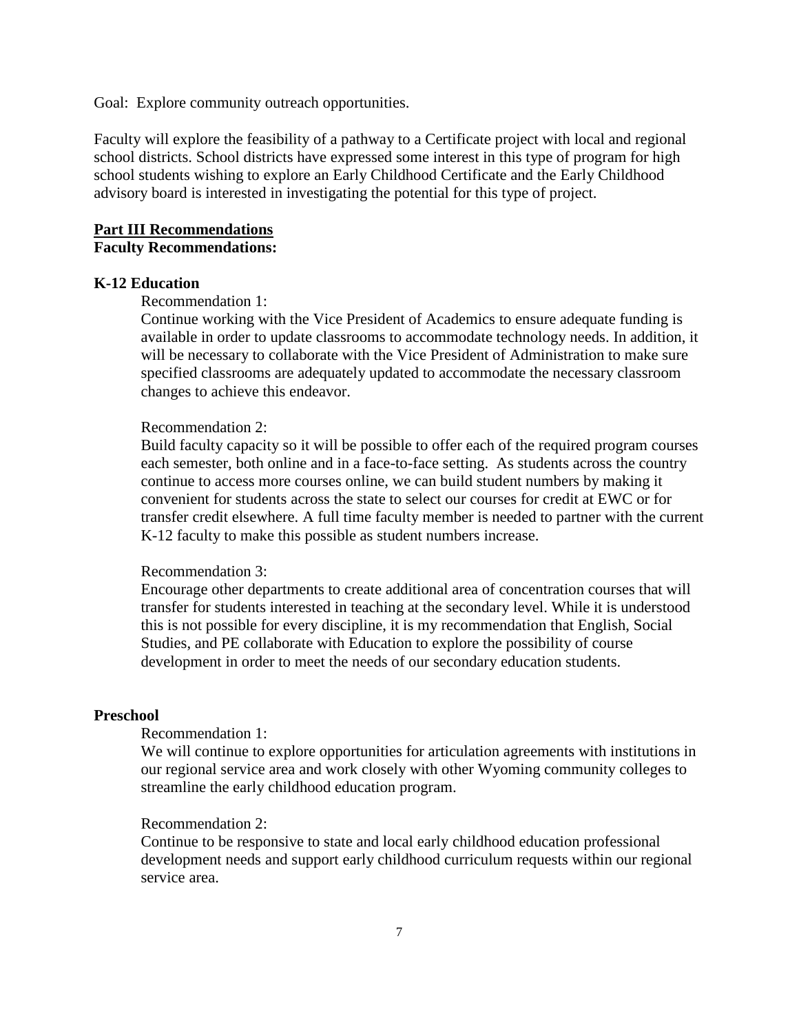Goal: Explore community outreach opportunities.

Faculty will explore the feasibility of a pathway to a Certificate project with local and regional school districts. School districts have expressed some interest in this type of program for high school students wishing to explore an Early Childhood Certificate and the Early Childhood advisory board is interested in investigating the potential for this type of project.

## <u>Part III Recommendations</u>

**Faculty Recommendations:**

### K-12 Education

Recommendation 1:

Continue working with the Vice President of Academics to ensure adequate funding is available in order to update classrooms to accommodate technology needs. In addition, it will be necessary to collaborate with the Vice President of Administration to make sure specified classrooms are adequately updated to accommodate the necessary classroom changes to achieve this endeavor.

Recommendation 2:

Build faculty capacity so it will be possible to offer each of the required program courses each semester, both online and in a face-to-face setting. As students across the country continue to access more courses online, we can build student numbers by making it convenient for students across the state to select our courses for credit at EWC or for transfer credit elsewhere. A full time faculty member is needed to partner with the current K-12 faculty to make this possible as student numbers increase.

Recommendation 3:

Encourage other departments to create additional area of concentration courses that will transfer for students interested in teaching at the secondary level. While it is understood this is not possible for every discipline, it is my recommendation that English, Social Studies, and PE collaborate with Education to explore the possibility of course development in order to meet the needs of our secondary education students.

### Preschool

Recommendation 1:

We will continue to explore opportunities for articulation agreements with institutions in our regional service area and work closely with other Wyoming community colleges to streamline the early childhood education program.

Recommendation 2:

Continue to be responsive to state and local early childhood education professional development needs and support early childhood curriculum requests within our regional service area.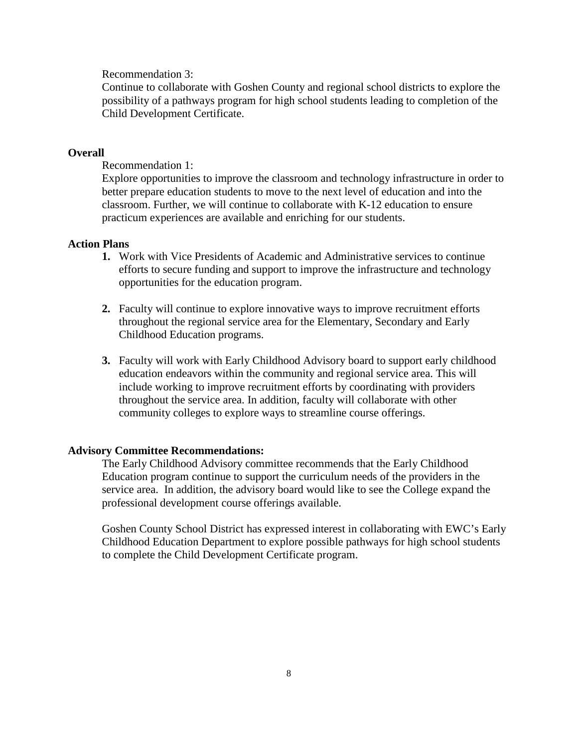Recommendation 3:
Continue to collaborate with Goshen County and regional school districts to explore the possibility of a pathways program for high school students leading to completion of the Child Development Certificate.

**Overall**

Recommendation 1:
Explore opportunities to improve the classroom and technology infrastructure in order to better prepare education students to move to the next level of education and into the classroom. Further, we will continue to collaborate with K-12 education to ensure practicum experiences are available and enriching for our students.

**Action Plans**

1. Work with Vice Presidents of Academic and Administrative services to continue efforts to secure funding and support to improve the infrastructure and technology opportunities for the education program.

2. Faculty will continue to explore innovative ways to improve recruitment efforts throughout the regional service area for the Elementary, Secondary and Early Childhood Education programs.

3. Faculty will work with Early Childhood Advisory board to support early childhood education endeavors within the community and regional service area. This will include working to improve recruitment efforts by coordinating with providers throughout the service area. In addition, faculty will collaborate with other community colleges to explore ways to streamline course offerings.

**Advisory Committee Recommendations:**

The Early Childhood Advisory committee recommends that the Early Childhood Education program continue to support the curriculum needs of the providers in the service area. In addition, the advisory board would like to see the College expand the professional development course offerings available.

Goshen County School District has expressed interest in collaborating with EWC's Early Childhood Education Department to explore possible pathways for high school students to complete the Child Development Certificate program.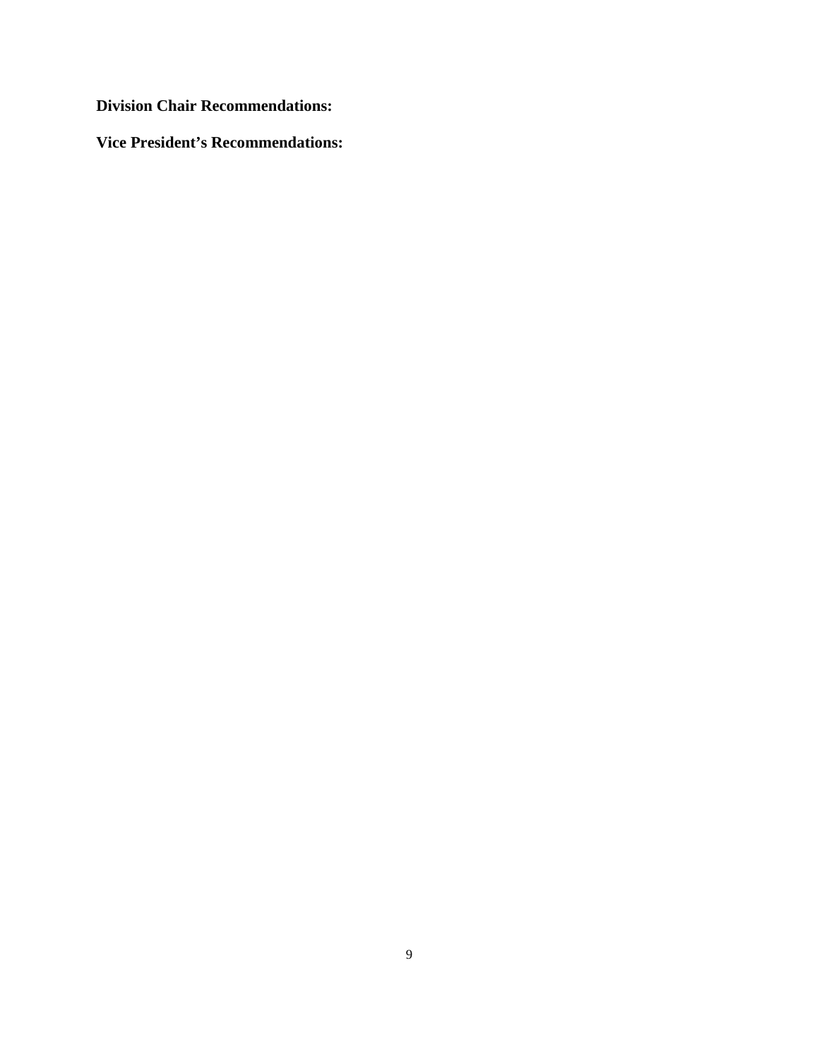**Division Chair Recommendations:**

**Vice President's Recommendations:**